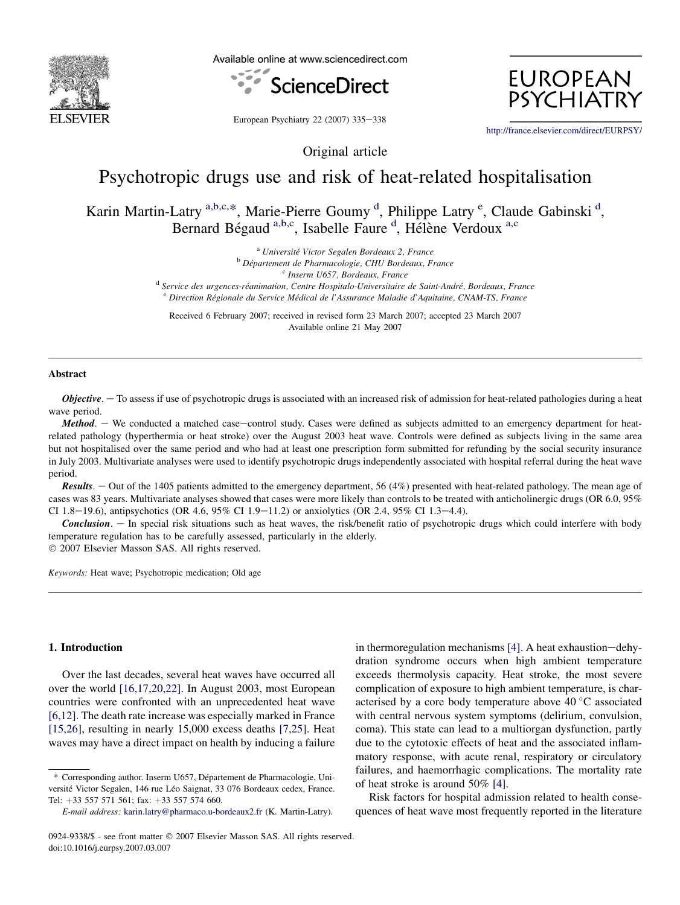Original article

# Psychotropic drugs use and risk of heat-related hospitalisation

Karin Martin-Latry [a,b,c,*], Marie-Pierre Goumy [d], Philippe Latry [e], Claude Gabinski [d], Bernard Bégaud [a,b,c], Isabelle Faure [d], Hélène Verdoux [a,c]

[a] Université Victor Segalen Bordeaux 2, France
[b] Département de Pharmacologie, CHU Bordeaux, France
[c] Inserm U657, Bordeaux, France
[d] Service des urgences-réanimation, Centre Hospitalo-Universitaire de Saint-André, Bordeaux, France
[e] Direction Régionale du Service Médical de l'Assurance Maladie d'Aquitaine, CNAM-TS, France

Received 6 February 2007; received in revised form 23 March 2007; accepted 23 March 2007
Available online 21 May 2007

## Abstract

***Objective***. − To assess if use of psychotropic drugs is associated with an increased risk of admission for heat-related pathologies during a heat wave period.

***Method***. − We conducted a matched case−control study. Cases were defined as subjects admitted to an emergency department for heat-related pathology (hyperthermia or heat stroke) over the August 2003 heat wave. Controls were defined as subjects living in the same area but not hospitalised over the same period and who had at least one prescription form submitted for refunding by the social security insurance in July 2003. Multivariate analyses were used to identify psychotropic drugs independently associated with hospital referral during the heat wave period.

***Results***. − Out of the 1405 patients admitted to the emergency department, 56 (4%) presented with heat-related pathology. The mean age of cases was 83 years. Multivariate analyses showed that cases were more likely than controls to be treated with anticholinergic drugs (OR 6.0, 95% CI 1.8−19.6), antipsychotics (OR 4.6, 95% CI 1.9−11.2) or anxiolytics (OR 2.4, 95% CI 1.3−4.4).

***Conclusion***. − In special risk situations such as heat waves, the risk/benefit ratio of psychotropic drugs which could interfere with body temperature regulation has to be carefully assessed, particularly in the elderly.

© 2007 Elsevier Masson SAS. All rights reserved.

*Keywords:* Heat wave; Psychotropic medication; Old age

## 1. Introduction

Over the last decades, several heat waves have occurred all over the world [16,17,20,22]. In August 2003, most European countries were confronted with an unprecedented heat wave [6,12]. The death rate increase was especially marked in France [15,26], resulting in nearly 15,000 excess deaths [7,25]. Heat waves may have a direct impact on health by inducing a failure in thermoregulation mechanisms [4]. A heat exhaustion−dehydration syndrome occurs when high ambient temperature exceeds thermolysis capacity. Heat stroke, the most severe complication of exposure to high ambient temperature, is characterised by a core body temperature above 40 °C associated with central nervous system symptoms (delirium, convulsion, coma). This state can lead to a multiorgan dysfunction, partly due to the cytotoxic effects of heat and the associated inflammatory response, with acute renal, respiratory or circulatory failures, and haemorrhagic complications. The mortality rate of heat stroke is around 50% [4].

Risk factors for hospital admission related to health consequences of heat wave most frequently reported in the literature

* Corresponding author. Inserm U657, Département de Pharmacologie, Université Victor Segalen, 146 rue Léo Saignat, 33 076 Bordeaux cedex, France. Tel: +33 557 571 561; fax: +33 557 574 660.

*E-mail address:* karin.latry@pharmaco.u-bordeaux2.fr (K. Martin-Latry).

0924-9338/$ - see front matter © 2007 Elsevier Masson SAS. All rights reserved.
doi:10.1016/j.eurpsy.2007.03.007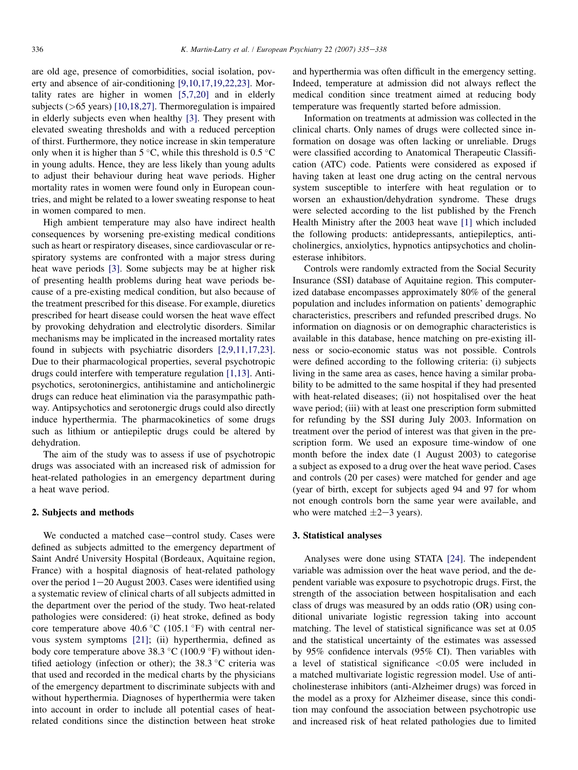are old age, presence of comorbidities, social isolation, poverty and absence of air-conditioning [9,10,17,19,22,23]. Mortality rates are higher in women [5,7,20] and in elderly subjects (>65 years) [10,18,27]. Thermoregulation is impaired in elderly subjects even when healthy [3]. They present with elevated sweating thresholds and with a reduced perception of thirst. Furthermore, they notice increase in skin temperature only when it is higher than 5 °C, while this threshold is 0.5 °C in young adults. Hence, they are less likely than young adults to adjust their behaviour during heat wave periods. Higher mortality rates in women were found only in European countries, and might be related to a lower sweating response to heat in women compared to men.

High ambient temperature may also have indirect health consequences by worsening pre-existing medical conditions such as heart or respiratory diseases, since cardiovascular or respiratory systems are confronted with a major stress during heat wave periods [3]. Some subjects may be at higher risk of presenting health problems during heat wave periods because of a pre-existing medical condition, but also because of the treatment prescribed for this disease. For example, diuretics prescribed for heart disease could worsen the heat wave effect by provoking dehydration and electrolytic disorders. Similar mechanisms may be implicated in the increased mortality rates found in subjects with psychiatric disorders [2,9,11,17,23]. Due to their pharmacological properties, several psychotropic drugs could interfere with temperature regulation [1,13]. Antipsychotics, serotoninergics, antihistamine and anticholinergic drugs can reduce heat elimination via the parasympathic pathway. Antipsychotics and serotonergic drugs could also directly induce hyperthermia. The pharmacokinetics of some drugs such as lithium or antiepileptic drugs could be altered by dehydration.

The aim of the study was to assess if use of psychotropic drugs was associated with an increased risk of admission for heat-related pathologies in an emergency department during a heat wave period.

## 2. Subjects and methods

We conducted a matched case–control study. Cases were defined as subjects admitted to the emergency department of Saint André University Hospital (Bordeaux, Aquitaine region, France) with a hospital diagnosis of heat-related pathology over the period 1–20 August 2003. Cases were identified using a systematic review of clinical charts of all subjects admitted in the department over the period of the study. Two heat-related pathologies were considered: (i) heat stroke, defined as body core temperature above 40.6 °C (105.1 °F) with central nervous system symptoms [21]; (ii) hyperthermia, defined as body core temperature above 38.3 °C (100.9 °F) without identified aetiology (infection or other); the 38.3 °C criteria was that used and recorded in the medical charts by the physicians of the emergency department to discriminate subjects with and without hyperthermia. Diagnoses of hyperthermia were taken into account in order to include all potential cases of heat-related conditions since the distinction between heat stroke and hyperthermia was often difficult in the emergency setting. Indeed, temperature at admission did not always reflect the medical condition since treatment aimed at reducing body temperature was frequently started before admission.

Information on treatments at admission was collected in the clinical charts. Only names of drugs were collected since information on dosage was often lacking or unreliable. Drugs were classified according to Anatomical Therapeutic Classification (ATC) code. Patients were considered as exposed if having taken at least one drug acting on the central nervous system susceptible to interfere with heat regulation or to worsen an exhaustion/dehydration syndrome. These drugs were selected according to the list published by the French Health Ministry after the 2003 heat wave [1] which included the following products: antidepressants, antiepileptics, anticholinergics, anxiolytics, hypnotics antipsychotics and cholinesterase inhibitors.

Controls were randomly extracted from the Social Security Insurance (SSI) database of Aquitaine region. This computerized database encompasses approximately 80% of the general population and includes information on patients' demographic characteristics, prescribers and refunded prescribed drugs. No information on diagnosis or on demographic characteristics is available in this database, hence matching on pre-existing illness or socio-economic status was not possible. Controls were defined according to the following criteria: (i) subjects living in the same area as cases, hence having a similar probability to be admitted to the same hospital if they had presented with heat-related diseases; (ii) not hospitalised over the heat wave period; (iii) with at least one prescription form submitted for refunding by the SSI during July 2003. Information on treatment over the period of interest was that given in the prescription form. We used an exposure time-window of one month before the index date (1 August 2003) to categorise a subject as exposed to a drug over the heat wave period. Cases and controls (20 per cases) were matched for gender and age (year of birth, except for subjects aged 94 and 97 for whom not enough controls born the same year were available, and who were matched ±2–3 years).

## 3. Statistical analyses

Analyses were done using STATA [24]. The independent variable was admission over the heat wave period, and the dependent variable was exposure to psychotropic drugs. First, the strength of the association between hospitalisation and each class of drugs was measured by an odds ratio (OR) using conditional univariate logistic regression taking into account matching. The level of statistical significance was set at 0.05 and the statistical uncertainty of the estimates was assessed by 95% confidence intervals (95% CI). Then variables with a level of statistical significance <0.05 were included in a matched multivariate logistic regression model. Use of anticholinesterase inhibitors (anti-Alzheimer drugs) was forced in the model as a proxy for Alzheimer disease, since this condition may confound the association between psychotropic use and increased risk of heat related pathologies due to limited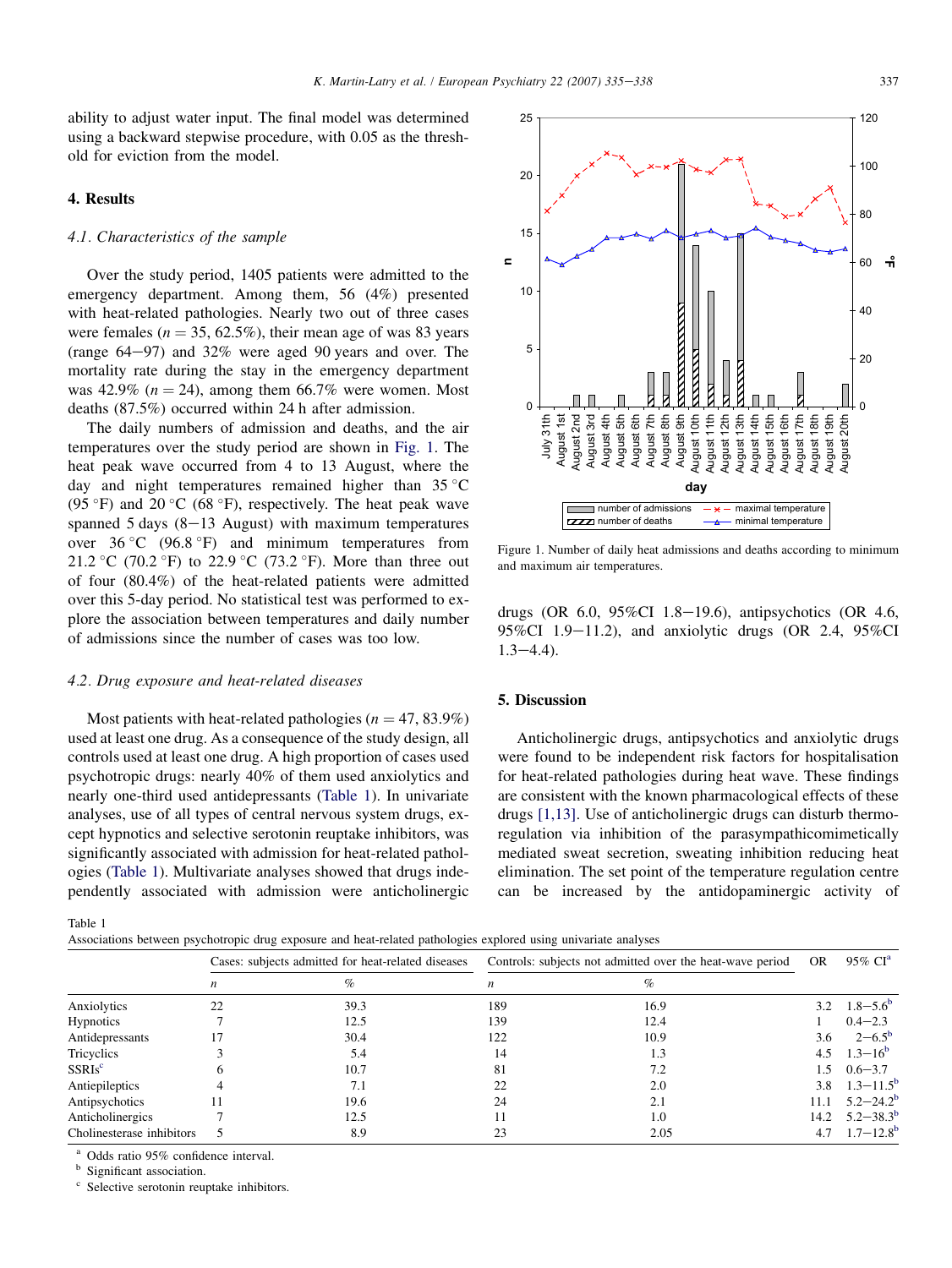ability to adjust water input. The final model was determined using a backward stepwise procedure, with 0.05 as the threshold for eviction from the model.

## 4. Results

### 4.1. Characteristics of the sample

Over the study period, 1405 patients were admitted to the emergency department. Among them, 56 (4%) presented with heat-related pathologies. Nearly two out of three cases were females ($n = 35$, 62.5%), their mean age of was 83 years (range 64−97) and 32% were aged 90 years and over. The mortality rate during the stay in the emergency department was 42.9% ($n = 24$), among them 66.7% were women. Most deaths (87.5%) occurred within 24 h after admission.

The daily numbers of admission and deaths, and the air temperatures over the study period are shown in Fig. 1. The heat peak wave occurred from 4 to 13 August, where the day and night temperatures remained higher than 35 °C (95 °F) and 20 °C (68 °F), respectively. The heat peak wave spanned 5 days (8−13 August) with maximum temperatures over 36 °C (96.8 °F) and minimum temperatures from 21.2 °C (70.2 °F) to 22.9 °C (73.2 °F). More than three out of four (80.4%) of the heat-related patients were admitted over this 5-day period. No statistical test was performed to explore the association between temperatures and daily number of admissions since the number of cases was too low.

### 4.2. Drug exposure and heat-related diseases

Most patients with heat-related pathologies ($n = 47$, 83.9%) used at least one drug. As a consequence of the study design, all controls used at least one drug. A high proportion of cases used psychotropic drugs: nearly 40% of them used anxiolytics and nearly one-third used antidepressants (Table 1). In univariate analyses, use of all types of central nervous system drugs, except hypnotics and selective serotonin reuptake inhibitors, was significantly associated with admission for heat-related pathologies (Table 1). Multivariate analyses showed that drugs independently associated with admission were anticholinergic drugs (OR 6.0, 95%CI 1.8−19.6), antipsychotics (OR 4.6, 95%CI 1.9−11.2), and anxiolytic drugs (OR 2.4, 95%CI 1.3−4.4).

Figure 1. Number of daily heat admissions and deaths according to minimum and maximum air temperatures.

## 5. Discussion

Anticholinergic drugs, antipsychotics and anxiolytic drugs were found to be independent risk factors for hospitalisation for heat-related pathologies during heat wave. These findings are consistent with the known pharmacological effects of these drugs [1,13]. Use of anticholinergic drugs can disturb thermoregulation via inhibition of the parasympathicomimetically mediated sweat secretion, sweating inhibition reducing heat elimination. The set point of the temperature regulation centre can be increased by the antidopaminergic activity of

Table 1
Associations between psychotropic drug exposure and heat-related pathologies explored using univariate analyses

| | Cases: subjects admitted for heat-related diseases | | Controls: subjects not admitted over the heat-wave period | | OR | 95% CI[a] |
|---|---|---|---|---|---|---|
| | *n* | % | *n* | % | | |
| Anxiolytics | 22 | 39.3 | 189 | 16.9 | 3.2 | 1.8−5.6[b] |
| Hypnotics | 7 | 12.5 | 139 | 12.4 | 1 | 0.4−2.3 |
| Antidepressants | 17 | 30.4 | 122 | 10.9 | 3.6 | 2−6.5[b] |
| Tricyclics | 3 | 5.4 | 14 | 1.3 | 4.5 | 1.3−16[b] |
| SSRIs[c] | 6 | 10.7 | 81 | 7.2 | 1.5 | 0.6−3.7 |
| Antiepileptics | 4 | 7.1 | 22 | 2.0 | 3.8 | 1.3−11.5[b] |
| Antipsychotics | 11 | 19.6 | 24 | 2.1 | 11.1 | 5.2−24.2[b] |
| Anticholinergics | 7 | 12.5 | 11 | 1.0 | 14.2 | 5.2−38.3[b] |
| Cholinesterase inhibitors | 5 | 8.9 | 23 | 2.05 | 4.7 | 1.7−12.8[b] |

[a] Odds ratio 95% confidence interval.
[b] Significant association.
[c] Selective serotonin reuptake inhibitors.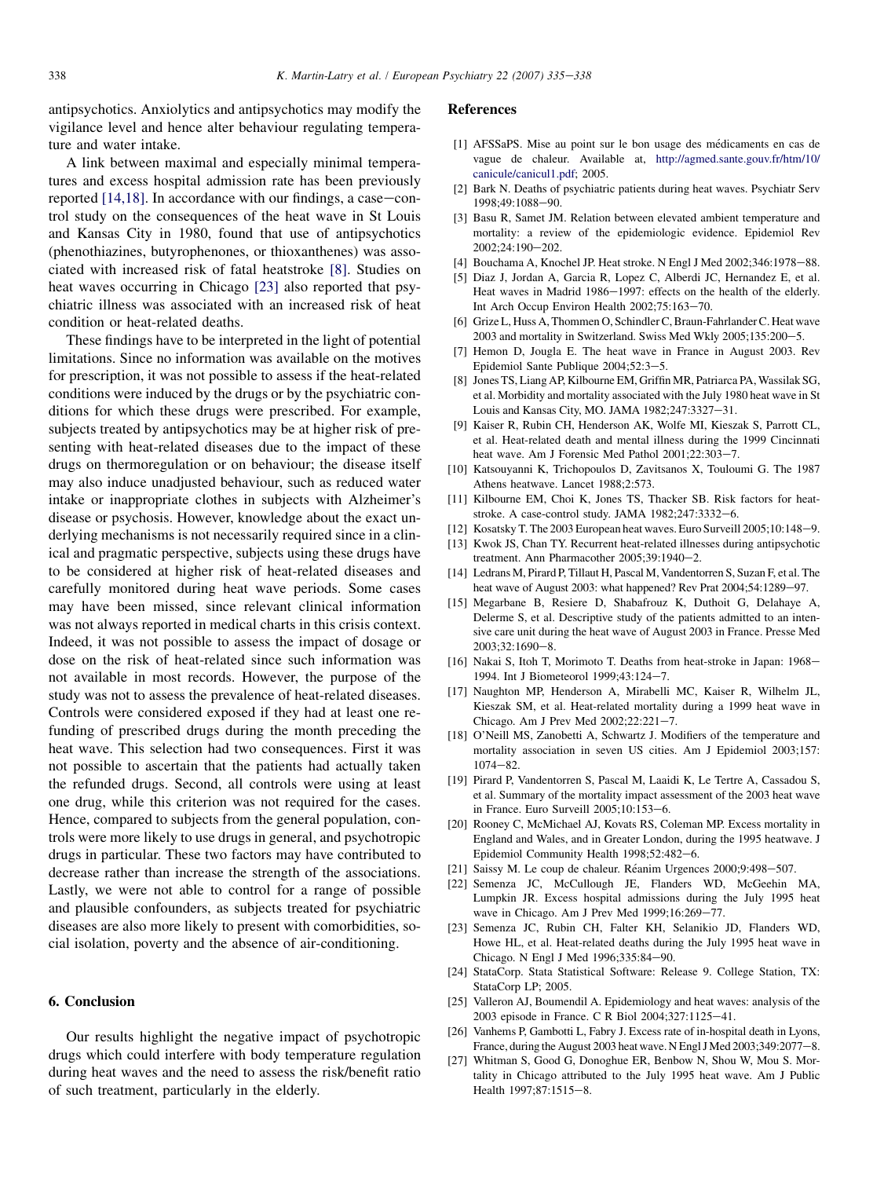antipsychotics. Anxiolytics and antipsychotics may modify the vigilance level and hence alter behaviour regulating temperature and water intake.

A link between maximal and especially minimal temperatures and excess hospital admission rate has been previously reported [14,18]. In accordance with our findings, a case–control study on the consequences of the heat wave in St Louis and Kansas City in 1980, found that use of antipsychotics (phenothiazines, butyrophenones, or thioxanthenes) was associated with increased risk of fatal heatstroke [8]. Studies on heat waves occurring in Chicago [23] also reported that psychiatric illness was associated with an increased risk of heat condition or heat-related deaths.

These findings have to be interpreted in the light of potential limitations. Since no information was available on the motives for prescription, it was not possible to assess if the heat-related conditions were induced by the drugs or by the psychiatric conditions for which these drugs were prescribed. For example, subjects treated by antipsychotics may be at higher risk of presenting with heat-related diseases due to the impact of these drugs on thermoregulation or on behaviour; the disease itself may also induce unadjusted behaviour, such as reduced water intake or inappropriate clothes in subjects with Alzheimer's disease or psychosis. However, knowledge about the exact underlying mechanisms is not necessarily required since in a clinical and pragmatic perspective, subjects using these drugs have to be considered at higher risk of heat-related diseases and carefully monitored during heat wave periods. Some cases may have been missed, since relevant clinical information was not always reported in medical charts in this crisis context. Indeed, it was not possible to assess the impact of dosage or dose on the risk of heat-related since such information was not available in most records. However, the purpose of the study was not to assess the prevalence of heat-related diseases. Controls were considered exposed if they had at least one refunding of prescribed drugs during the month preceding the heat wave. This selection had two consequences. First it was not possible to ascertain that the patients had actually taken the refunded drugs. Second, all controls were using at least one drug, while this criterion was not required for the cases. Hence, compared to subjects from the general population, controls were more likely to use drugs in general, and psychotropic drugs in particular. These two factors may have contributed to decrease rather than increase the strength of the associations. Lastly, we were not able to control for a range of possible and plausible confounders, as subjects treated for psychiatric diseases are also more likely to present with comorbidities, social isolation, poverty and the absence of air-conditioning.

## 6. Conclusion

Our results highlight the negative impact of psychotropic drugs which could interfere with body temperature regulation during heat waves and the need to assess the risk/benefit ratio of such treatment, particularly in the elderly.

## References

[1] AFSSaPS. Mise au point sur le bon usage des médicaments en cas de vague de chaleur. Available at, http://agmed.sante.gouv.fr/htm/10/canicule/canicul1.pdf; 2005.

[2] Bark N. Deaths of psychiatric patients during heat waves. Psychiatr Serv 1998;49:1088–90.

[3] Basu R, Samet JM. Relation between elevated ambient temperature and mortality: a review of the epidemiologic evidence. Epidemiol Rev 2002;24:190–202.

[4] Bouchama A, Knochel JP. Heat stroke. N Engl J Med 2002;346:1978–88.

[5] Diaz J, Jordan A, Garcia R, Lopez C, Alberdi JC, Hernandez E, et al. Heat waves in Madrid 1986–1997: effects on the health of the elderly. Int Arch Occup Environ Health 2002;75:163–70.

[6] Grize L, Huss A, Thommen O, Schindler C, Braun-Fahrlander C. Heat wave 2003 and mortality in Switzerland. Swiss Med Wkly 2005;135:200–5.

[7] Hemon D, Jougla E. The heat wave in France in August 2003. Rev Epidemiol Sante Publique 2004;52:3–5.

[8] Jones TS, Liang AP, Kilbourne EM, Griffin MR, Patriarca PA, Wassilak SG, et al. Morbidity and mortality associated with the July 1980 heat wave in St Louis and Kansas City, MO. JAMA 1982;247:3327–31.

[9] Kaiser R, Rubin CH, Henderson AK, Wolfe MI, Kieszak S, Parrott CL, et al. Heat-related death and mental illness during the 1999 Cincinnati heat wave. Am J Forensic Med Pathol 2001;22:303–7.

[10] Katsouyanni K, Trichopoulos D, Zavitsanos X, Touloumi G. The 1987 Athens heatwave. Lancet 1988;2:573.

[11] Kilbourne EM, Choi K, Jones TS, Thacker SB. Risk factors for heatstroke. A case-control study. JAMA 1982;247:3332–6.

[12] Kosatsky T. The 2003 European heat waves. Euro Surveill 2005;10:148–9.

[13] Kwok JS, Chan TY. Recurrent heat-related illnesses during antipsychotic treatment. Ann Pharmacother 2005;39:1940–2.

[14] Ledrans M, Pirard P, Tillaut H, Pascal M, Vandentorren S, Suzan F, et al. The heat wave of August 2003: what happened? Rev Prat 2004;54:1289–97.

[15] Megarbane B, Resiere D, Shabafrouz K, Duthoit G, Delahaye A, Delerme S, et al. Descriptive study of the patients admitted to an intensive care unit during the heat wave of August 2003 in France. Presse Med 2003;32:1690–8.

[16] Nakai S, Itoh T, Morimoto T. Deaths from heat-stroke in Japan: 1968–1994. Int J Biometeorol 1999;43:124–7.

[17] Naughton MP, Henderson A, Mirabelli MC, Kaiser R, Wilhelm JL, Kieszak SM, et al. Heat-related mortality during a 1999 heat wave in Chicago. Am J Prev Med 2002;22:221–7.

[18] O'Neill MS, Zanobetti A, Schwartz J. Modifiers of the temperature and mortality association in seven US cities. Am J Epidemiol 2003;157:1074–82.

[19] Pirard P, Vandentorren S, Pascal M, Laaidi K, Le Tertre A, Cassadou S, et al. Summary of the mortality impact assessment of the 2003 heat wave in France. Euro Surveill 2005;10:153–6.

[20] Rooney C, McMichael AJ, Kovats RS, Coleman MP. Excess mortality in England and Wales, and in Greater London, during the 1995 heatwave. J Epidemiol Community Health 1998;52:482–6.

[21] Saissy M. Le coup de chaleur. Réanim Urgences 2000;9:498–507.

[22] Semenza JC, McCullough JE, Flanders WD, McGeehin MA, Lumpkin JR. Excess hospital admissions during the July 1995 heat wave in Chicago. Am J Prev Med 1999;16:269–77.

[23] Semenza JC, Rubin CH, Falter KH, Selanikio JD, Flanders WD, Howe HL, et al. Heat-related deaths during the July 1995 heat wave in Chicago. N Engl J Med 1996;335:84–90.

[24] StataCorp. Stata Statistical Software: Release 9. College Station, TX: StataCorp LP; 2005.

[25] Valleron AJ, Boumendil A. Epidemiology and heat waves: analysis of the 2003 episode in France. C R Biol 2004;327:1125–41.

[26] Vanhems P, Gambotti L, Fabry J. Excess rate of in-hospital death in Lyons, France, during the August 2003 heat wave. N Engl J Med 2003;349:2077–8.

[27] Whitman S, Good G, Donoghue ER, Benbow N, Shou W, Mou S. Mortality in Chicago attributed to the July 1995 heat wave. Am J Public Health 1997;87:1515–8.